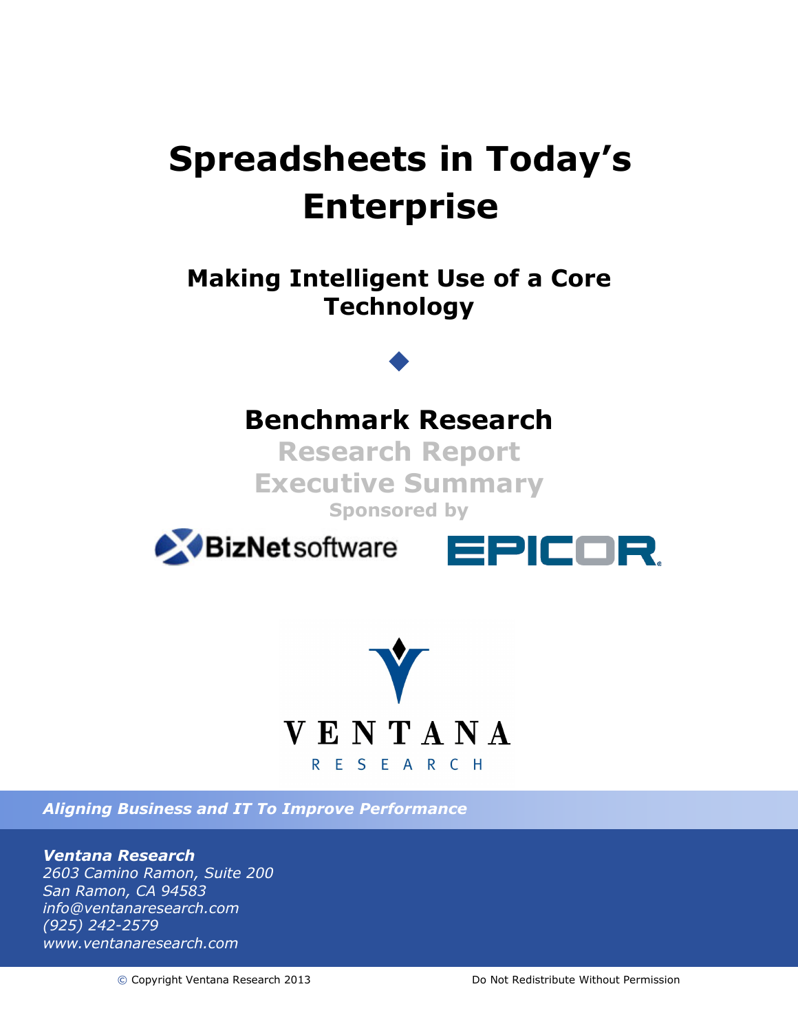# Spreadsheets in Today's Enterprise

## Making Intelligent Use of a Core Technology

◆

## Benchmark Research

**Research Report**

**Executive Summary**

**Sponsored by**

BizNet software

EPICOR

VENTANA

RESEARCH

***Aligning Business and IT To Improve Performance***

***Ventana Research***

*2603 Camino Ramon, Suite 200*

*San Ramon, CA 94583*

*info@ventanaresearch.com*

*(925) 242-2579*

*www.ventanaresearch.com*

© Copyright Ventana Research 2013

Do Not Redistribute Without Permission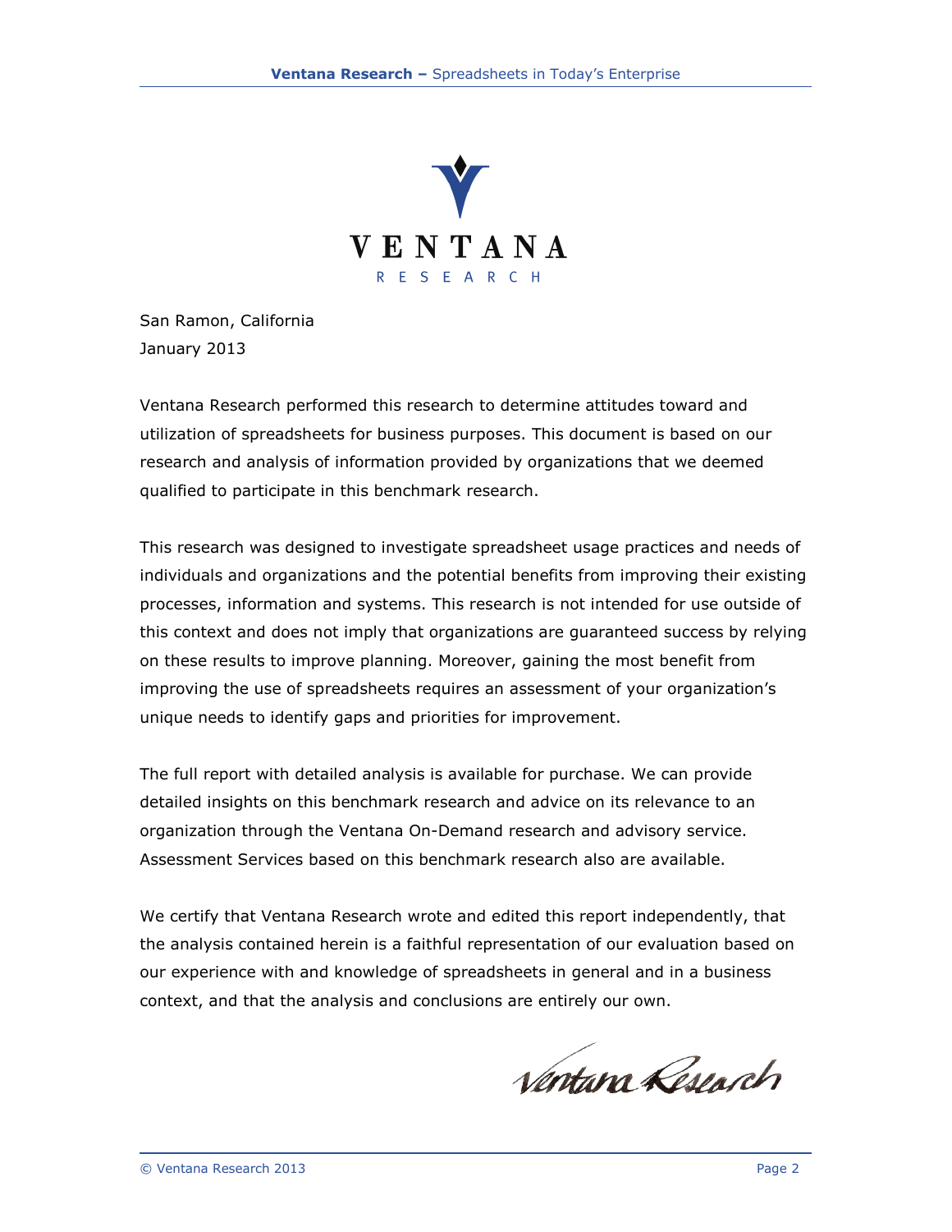VENTANA
RESEARCH

San Ramon, California
January 2013

Ventana Research performed this research to determine attitudes toward and utilization of spreadsheets for business purposes. This document is based on our research and analysis of information provided by organizations that we deemed qualified to participate in this benchmark research.

This research was designed to investigate spreadsheet usage practices and needs of individuals and organizations and the potential benefits from improving their existing processes, information and systems. This research is not intended for use outside of this context and does not imply that organizations are guaranteed success by relying on these results to improve planning. Moreover, gaining the most benefit from improving the use of spreadsheets requires an assessment of your organization's unique needs to identify gaps and priorities for improvement.

The full report with detailed analysis is available for purchase. We can provide detailed insights on this benchmark research and advice on its relevance to an organization through the Ventana On-Demand research and advisory service. Assessment Services based on this benchmark research also are available.

We certify that Ventana Research wrote and edited this report independently, that the analysis contained herein is a faithful representation of our evaluation based on our experience with and knowledge of spreadsheets in general and in a business context, and that the analysis and conclusions are entirely our own.

Ventana Research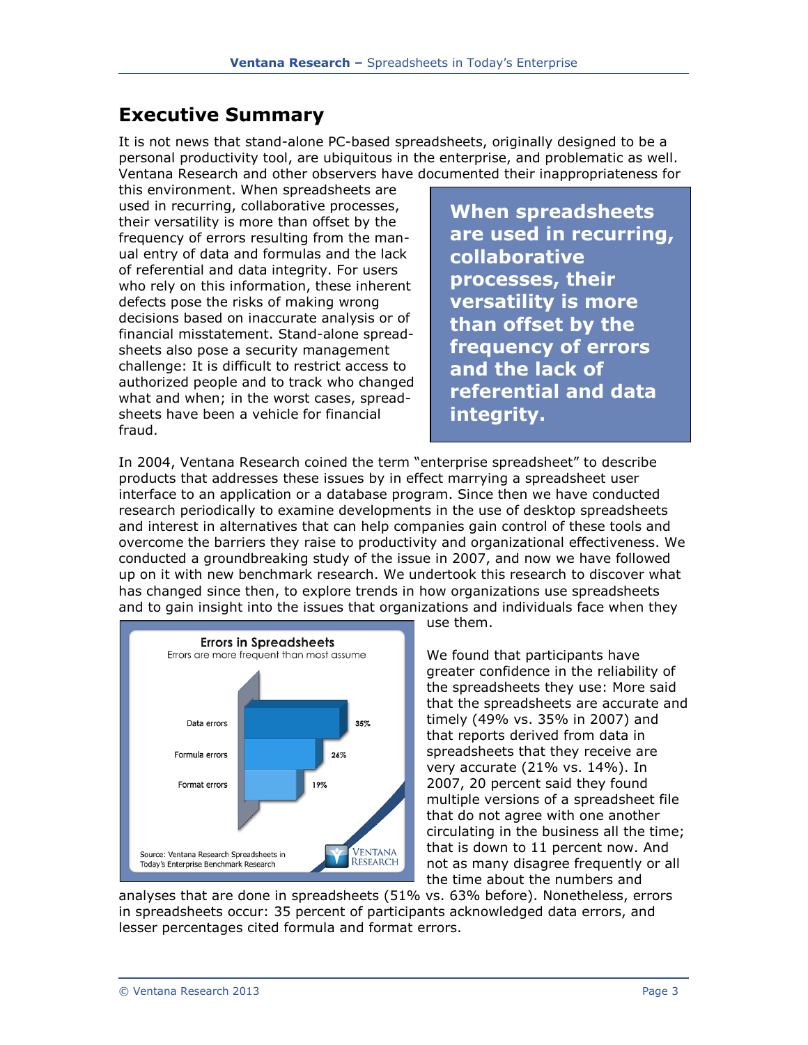# Executive Summary

It is not news that stand-alone PC-based spreadsheets, originally designed to be a personal productivity tool, are ubiquitous in the enterprise, and problematic as well. Ventana Research and other observers have documented their inappropriateness for this environment. When spreadsheets are used in recurring, collaborative processes, their versatility is more than offset by the frequency of errors resulting from the manual entry of data and formulas and the lack of referential and data integrity. For users who rely on this information, these inherent defects pose the risks of making wrong decisions based on inaccurate analysis or of financial misstatement. Stand-alone spreadsheets also pose a security management challenge: It is difficult to restrict access to authorized people and to track who changed what and when; in the worst cases, spreadsheets have been a vehicle for financial fraud.

**When spreadsheets are used in recurring, collaborative processes, their versatility is more than offset by the frequency of errors and the lack of referential and data integrity.**

In 2004, Ventana Research coined the term "enterprise spreadsheet" to describe products that addresses these issues by in effect marrying a spreadsheet user interface to an application or a database program. Since then we have conducted research periodically to examine developments in the use of desktop spreadsheets and interest in alternatives that can help companies gain control of these tools and overcome the barriers they raise to productivity and organizational effectiveness. We conducted a groundbreaking study of the issue in 2007, and now we have followed up on it with new benchmark research. We undertook this research to discover what has changed since then, to explore trends in how organizations use spreadsheets and to gain insight into the issues that organizations and individuals face when they use them.

**Errors in Spreadsheets**
Errors are more frequent than most assume

| Error type | Percentage |
| --- | --- |
| Data errors | 35% |
| Formula errors | 26% |
| Format errors | 19% |

Source: Ventana Research Spreadsheets in Today's Enterprise Benchmark Research

We found that participants have greater confidence in the reliability of the spreadsheets they use: More said that the spreadsheets are accurate and timely (49% vs. 35% in 2007) and that reports derived from data in spreadsheets that they receive are very accurate (21% vs. 14%). In 2007, 20 percent said they found multiple versions of a spreadsheet file that do not agree with one another circulating in the business all the time; that is down to 11 percent now. And not as many disagree frequently or all the time about the numbers and analyses that are done in spreadsheets (51% vs. 63% before). Nonetheless, errors in spreadsheets occur: 35 percent of participants acknowledged data errors, and lesser percentages cited formula and format errors.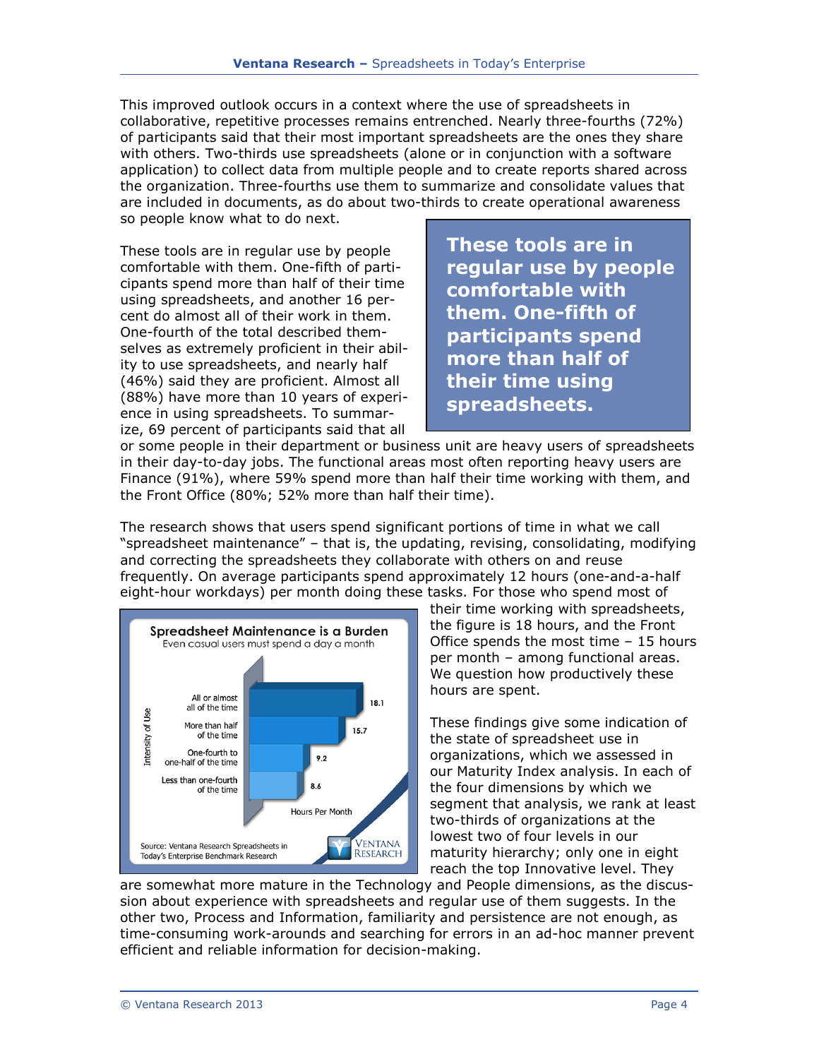This improved outlook occurs in a context where the use of spreadsheets in collaborative, repetitive processes remains entrenched. Nearly three-fourths (72%) of participants said that their most important spreadsheets are the ones they share with others. Two-thirds use spreadsheets (alone or in conjunction with a software application) to collect data from multiple people and to create reports shared across the organization. Three-fourths use them to summarize and consolidate values that are included in documents, as do about two-thirds to create operational awareness so people know what to do next.

These tools are in regular use by people comfortable with them. One-fifth of participants spend more than half of their time using spreadsheets, and another 16 percent do almost all of their work in them. One-fourth of the total described themselves as extremely proficient in their ability to use spreadsheets, and nearly half (46%) said they are proficient. Almost all (88%) have more than 10 years of experience in using spreadsheets. To summarize, 69 percent of participants said that all or some people in their department or business unit are heavy users of spreadsheets in their day-to-day jobs. The functional areas most often reporting heavy users are Finance (91%), where 59% spend more than half their time working with them, and the Front Office (80%; 52% more than half their time).

> **These tools are in regular use by people comfortable with them. One-fifth of participants spend more than half of their time using spreadsheets.**

The research shows that users spend significant portions of time in what we call "spreadsheet maintenance" – that is, the updating, revising, consolidating, modifying and correcting the spreadsheets they collaborate with others on and reuse frequently. On average participants spend approximately 12 hours (one-and-a-half eight-hour workdays) per month doing these tasks. For those who spend most of their time working with spreadsheets, the figure is 18 hours, and the Front Office spends the most time – 15 hours per month – among functional areas. We question how productively these hours are spent.

**Spreadsheet Maintenance is a Burden**
Even casual users must spend a day a month

| Intensity of Use | Hours Per Month |
|---|---|
| All or almost all of the time | 18.1 |
| More than half of the time | 15.7 |
| One-fourth to one-half of the time | 9.2 |
| Less than one-fourth of the time | 8.6 |

Source: Ventana Research Spreadsheets in Today's Enterprise Benchmark Research

These findings give some indication of the state of spreadsheet use in organizations, which we assessed in our Maturity Index analysis. In each of the four dimensions by which we segment that analysis, we rank at least two-thirds of organizations at the lowest two of four levels in our maturity hierarchy; only one in eight reach the top Innovative level. They are somewhat more mature in the Technology and People dimensions, as the discussion about experience with spreadsheets and regular use of them suggests. In the other two, Process and Information, familiarity and persistence are not enough, as time-consuming work-arounds and searching for errors in an ad-hoc manner prevent efficient and reliable information for decision-making.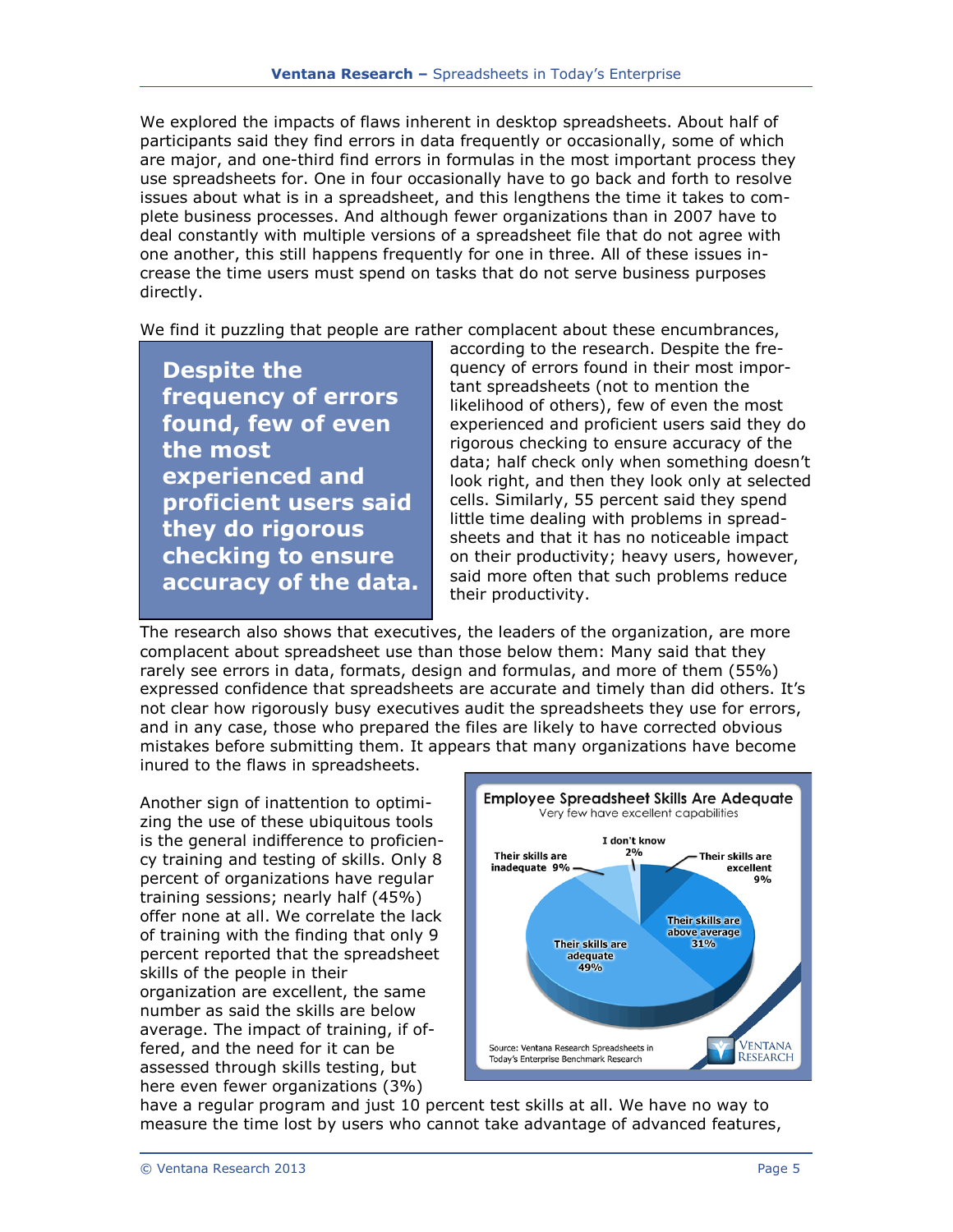We explored the impacts of flaws inherent in desktop spreadsheets. About half of participants said they find errors in data frequently or occasionally, some of which are major, and one-third find errors in formulas in the most important process they use spreadsheets for. One in four occasionally have to go back and forth to resolve issues about what is in a spreadsheet, and this lengthens the time it takes to complete business processes. And although fewer organizations than in 2007 have to deal constantly with multiple versions of a spreadsheet file that do not agree with one another, this still happens frequently for one in three. All of these issues increase the time users must spend on tasks that do not serve business purposes directly.

We find it puzzling that people are rather complacent about these encumbrances, according to the research. Despite the frequency of errors found in their most important spreadsheets (not to mention the likelihood of others), few of even the most experienced and proficient users said they do rigorous checking to ensure accuracy of the data; half check only when something doesn't look right, and then they look only at selected cells. Similarly, 55 percent said they spend little time dealing with problems in spreadsheets and that it has no noticeable impact on their productivity; heavy users, however, said more often that such problems reduce their productivity.

> **Despite the frequency of errors found, few of even the most experienced and proficient users said they do rigorous checking to ensure accuracy of the data.**

The research also shows that executives, the leaders of the organization, are more complacent about spreadsheet use than those below them: Many said that they rarely see errors in data, formats, design and formulas, and more of them (55%) expressed confidence that spreadsheets are accurate and timely than did others. It's not clear how rigorously busy executives audit the spreadsheets they use for errors, and in any case, those who prepared the files are likely to have corrected obvious mistakes before submitting them. It appears that many organizations have become inured to the flaws in spreadsheets.

Another sign of inattention to optimizing the use of these ubiquitous tools is the general indifference to proficiency training and testing of skills. Only 8 percent of organizations have regular training sessions; nearly half (45%) offer none at all. We correlate the lack of training with the finding that only 9 percent reported that the spreadsheet skills of the people in their organization are excellent, the same number as said the skills are below average. The impact of training, if offered, and the need for it can be assessed through skills testing, but here even fewer organizations (3%) have a regular program and just 10 percent test skills at all. We have no way to measure the time lost by users who cannot take advantage of advanced features,

**Employee Spreadsheet Skills Are Adequate**
Very few have excellent capabilities

| Response | Percent |
| --- | --- |
| Their skills are excellent | 9% |
| Their skills are above average | 31% |
| Their skills are adequate | 49% |
| Their skills are inadequate | 9% |
| I don't know | 2% |

Source: Ventana Research Spreadsheets in Today's Enterprise Benchmark Research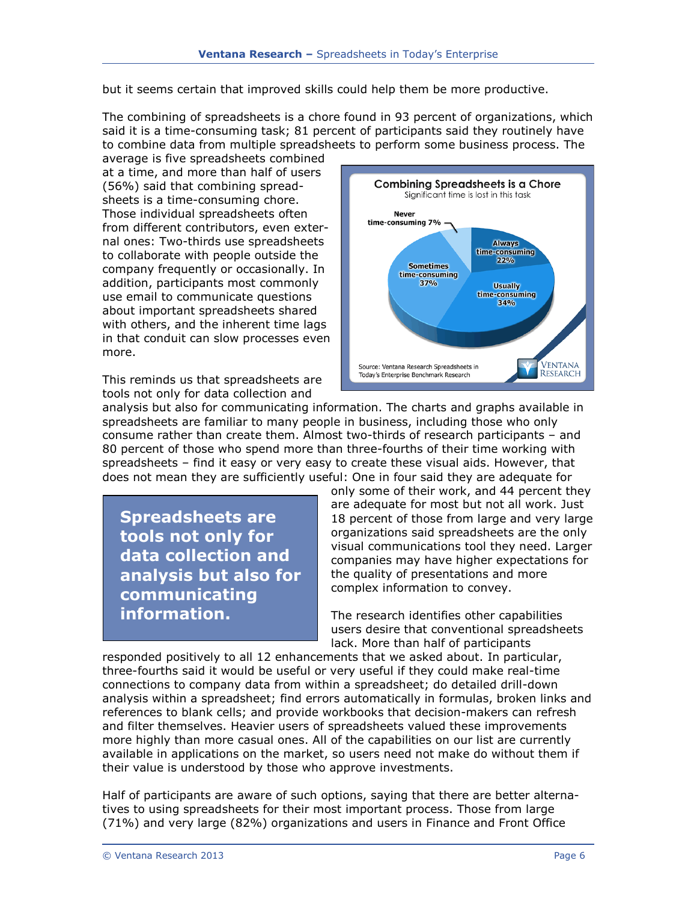but it seems certain that improved skills could help them be more productive.

The combining of spreadsheets is a chore found in 93 percent of organizations, which said it is a time-consuming task; 81 percent of participants said they routinely have to combine data from multiple spreadsheets to perform some business process. The average is five spreadsheets combined at a time, and more than half of users (56%) said that combining spreadsheets is a time-consuming chore. Those individual spreadsheets often from different contributors, even external ones: Two-thirds use spreadsheets to collaborate with people outside the company frequently or occasionally. In addition, participants most commonly use email to communicate questions about important spreadsheets shared with others, and the inherent time lags in that conduit can slow processes even more.

**Combining Spreadsheets is a Chore**
Significant time is lost in this task

- Never time-consuming 7%
- Always time-consuming 22%
- Usually time-consuming 34%
- Sometimes time-consuming 37%

Source: Ventana Research Spreadsheets in Today's Enterprise Benchmark Research

This reminds us that spreadsheets are tools not only for data collection and analysis but also for communicating information. The charts and graphs available in spreadsheets are familiar to many people in business, including those who only consume rather than create them. Almost two-thirds of research participants – and 80 percent of those who spend more than three-fourths of their time working with spreadsheets – find it easy or very easy to create these visual aids. However, that does not mean they are sufficiently useful: One in four said they are adequate for only some of their work, and 44 percent they are adequate for most but not all work. Just 18 percent of those from large and very large organizations said spreadsheets are the only visual communications tool they need. Larger companies may have higher expectations for the quality of presentations and more complex information to convey.

> **Spreadsheets are tools not only for data collection and analysis but also for communicating information.**

The research identifies other capabilities users desire that conventional spreadsheets lack. More than half of participants responded positively to all 12 enhancements that we asked about. In particular, three-fourths said it would be useful or very useful if they could make real-time connections to company data from within a spreadsheet; do detailed drill-down analysis within a spreadsheet; find errors automatically in formulas, broken links and references to blank cells; and provide workbooks that decision-makers can refresh and filter themselves. Heavier users of spreadsheets valued these improvements more highly than more casual ones. All of the capabilities on our list are currently available in applications on the market, so users need not make do without them if their value is understood by those who approve investments.

Half of participants are aware of such options, saying that there are better alternatives to using spreadsheets for their most important process. Those from large (71%) and very large (82%) organizations and users in Finance and Front Office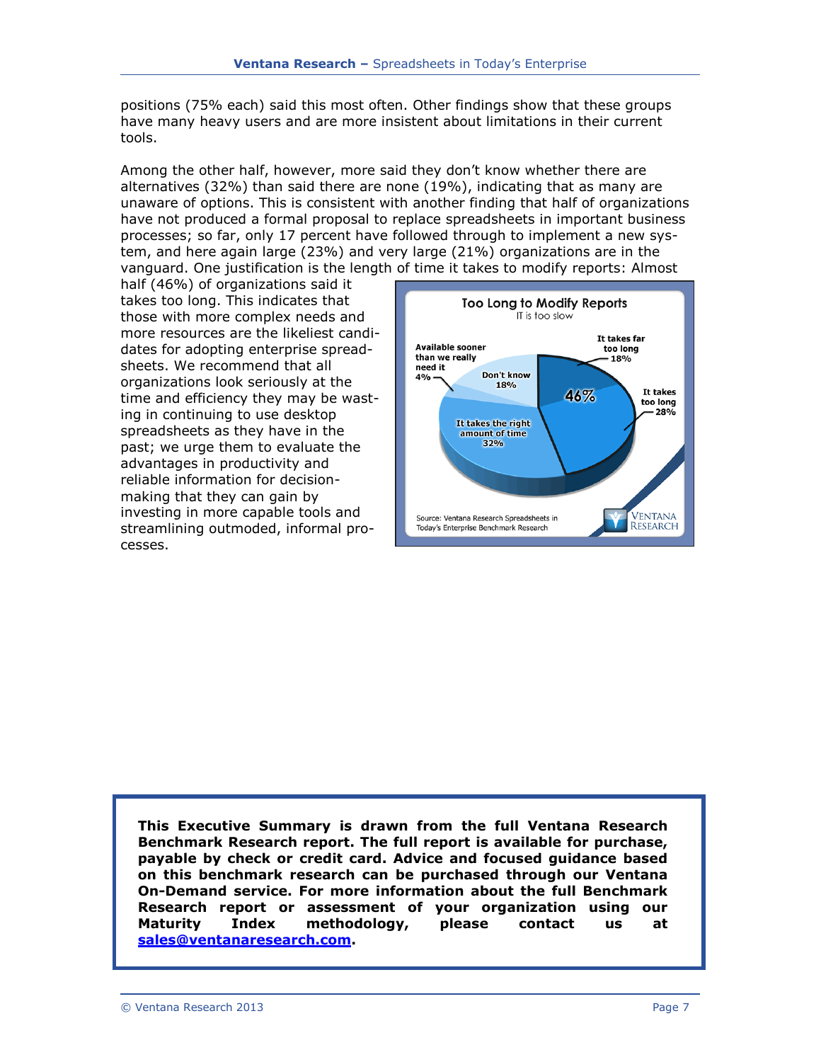positions (75% each) said this most often. Other findings show that these groups have many heavy users and are more insistent about limitations in their current tools.

Among the other half, however, more said they don't know whether there are alternatives (32%) than said there are none (19%), indicating that as many are unaware of options. This is consistent with another finding that half of organizations have not produced a formal proposal to replace spreadsheets in important business processes; so far, only 17 percent have followed through to implement a new system, and here again large (23%) and very large (21%) organizations are in the vanguard. One justification is the length of time it takes to modify reports: Almost half (46%) of organizations said it takes too long. This indicates that those with more complex needs and more resources are the likeliest candidates for adopting enterprise spreadsheets. We recommend that all organizations look seriously at the time and efficiency they may be wasting in continuing to use desktop spreadsheets as they have in the past; we urge them to evaluate the advantages in productivity and reliable information for decision-making that they can gain by investing in more capable tools and streamlining outmoded, informal processes.

**Too Long to Modify Reports**
IT is too slow

| Response | Percent |
|---|---|
| It takes far too long | 18% |
| It takes too long | 28% |
| It takes the right amount of time | 32% |
| Don't know | 18% |
| Available sooner than we really need it | 4% |

46% (It takes far too long + It takes too long)

Source: Ventana Research Spreadsheets in Today's Enterprise Benchmark Research

**This Executive Summary is drawn from the full Ventana Research Benchmark Research report. The full report is available for purchase, payable by check or credit card. Advice and focused guidance based on this benchmark research can be purchased through our Ventana On-Demand service. For more information about the full Benchmark Research report or assessment of your organization using our Maturity Index methodology, please contact us at [sales@ventanaresearch.com](mailto:sales@ventanaresearch.com).**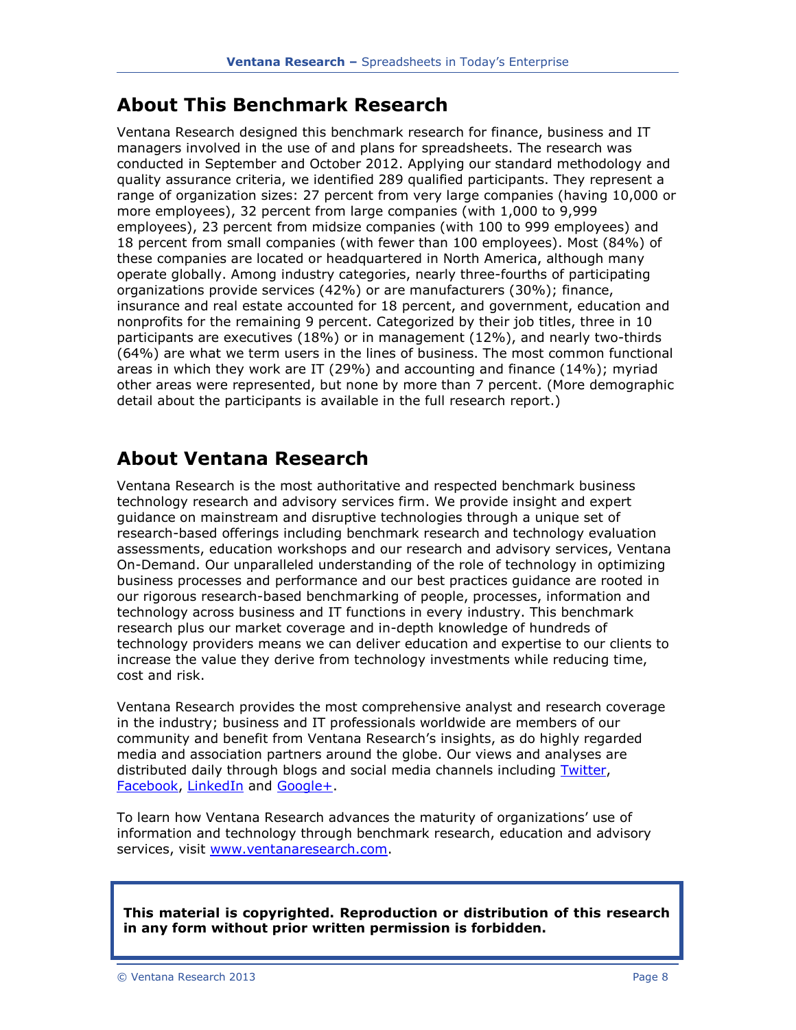## About This Benchmark Research

Ventana Research designed this benchmark research for finance, business and IT managers involved in the use of and plans for spreadsheets. The research was conducted in September and October 2012. Applying our standard methodology and quality assurance criteria, we identified 289 qualified participants. They represent a range of organization sizes: 27 percent from very large companies (having 10,000 or more employees), 32 percent from large companies (with 1,000 to 9,999 employees), 23 percent from midsize companies (with 100 to 999 employees) and 18 percent from small companies (with fewer than 100 employees). Most (84%) of these companies are located or headquartered in North America, although many operate globally. Among industry categories, nearly three-fourths of participating organizations provide services (42%) or are manufacturers (30%); finance, insurance and real estate accounted for 18 percent, and government, education and nonprofits for the remaining 9 percent. Categorized by their job titles, three in 10 participants are executives (18%) or in management (12%), and nearly two-thirds (64%) are what we term users in the lines of business. The most common functional areas in which they work are IT (29%) and accounting and finance (14%); myriad other areas were represented, but none by more than 7 percent. (More demographic detail about the participants is available in the full research report.)

## About Ventana Research

Ventana Research is the most authoritative and respected benchmark business technology research and advisory services firm. We provide insight and expert guidance on mainstream and disruptive technologies through a unique set of research-based offerings including benchmark research and technology evaluation assessments, education workshops and our research and advisory services, Ventana On-Demand. Our unparalleled understanding of the role of technology in optimizing business processes and performance and our best practices guidance are rooted in our rigorous research-based benchmarking of people, processes, information and technology across business and IT functions in every industry. This benchmark research plus our market coverage and in-depth knowledge of hundreds of technology providers means we can deliver education and expertise to our clients to increase the value they derive from technology investments while reducing time, cost and risk.

Ventana Research provides the most comprehensive analyst and research coverage in the industry; business and IT professionals worldwide are members of our community and benefit from Ventana Research's insights, as do highly regarded media and association partners around the globe. Our views and analyses are distributed daily through blogs and social media channels including Twitter, Facebook, LinkedIn and Google+.

To learn how Ventana Research advances the maturity of organizations' use of information and technology through benchmark research, education and advisory services, visit www.ventanaresearch.com.

**This material is copyrighted. Reproduction or distribution of this research in any form without prior written permission is forbidden.**